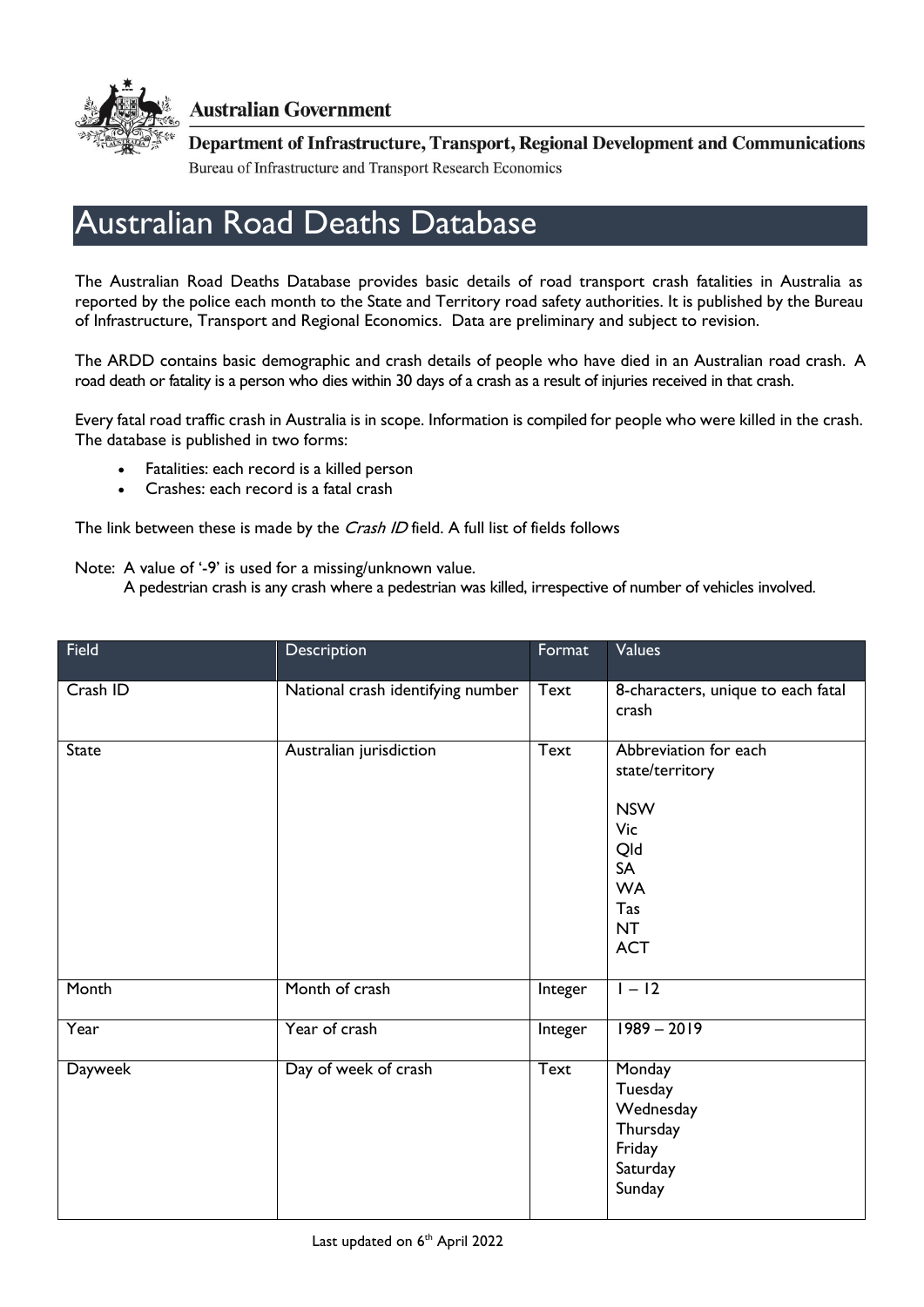Australian Government

Department of Infrastructure, Transport, Regional Development and Communications

Bureau of Infrastructure and Transport Research Economics

# Australian Road Deaths Database

The Australian Road Deaths Database provides basic details of road transport crash fatalities in Australia as reported by the police each month to the State and Territory road safety authorities. It is published by the Bureau of Infrastructure, Transport and Regional Economics. Data are preliminary and subject to revision.

The ARDD contains basic demographic and crash details of people who have died in an Australian road crash. A road death or fatality is a person who dies within 30 days of a crash as a result of injuries received in that crash.

Every fatal road traffic crash in Australia is in scope. Information is compiled for people who were killed in the crash. The database is published in two forms:

- Fatalities: each record is a killed person
- Crashes: each record is a fatal crash

The link between these is made by the *Crash ID* field. A full list of fields follows

Note: A value of '-9' is used for a missing/unknown value.
A pedestrian crash is any crash where a pedestrian was killed, irrespective of number of vehicles involved.

| Field | Description | Format | Values |
|---|---|---|---|
| Crash ID | National crash identifying number | Text | 8-characters, unique to each fatal crash |
| State | Australian jurisdiction | Text | Abbreviation for each state/territory<br><br>NSW<br>Vic<br>Qld<br>SA<br>WA<br>Tas<br>NT<br>ACT |
| Month | Month of crash | Integer | 1 – 12 |
| Year | Year of crash | Integer | 1989 – 2019 |
| Dayweek | Day of week of crash | Text | Monday<br>Tuesday<br>Wednesday<br>Thursday<br>Friday<br>Saturday<br>Sunday |

Last updated on 6th April 2022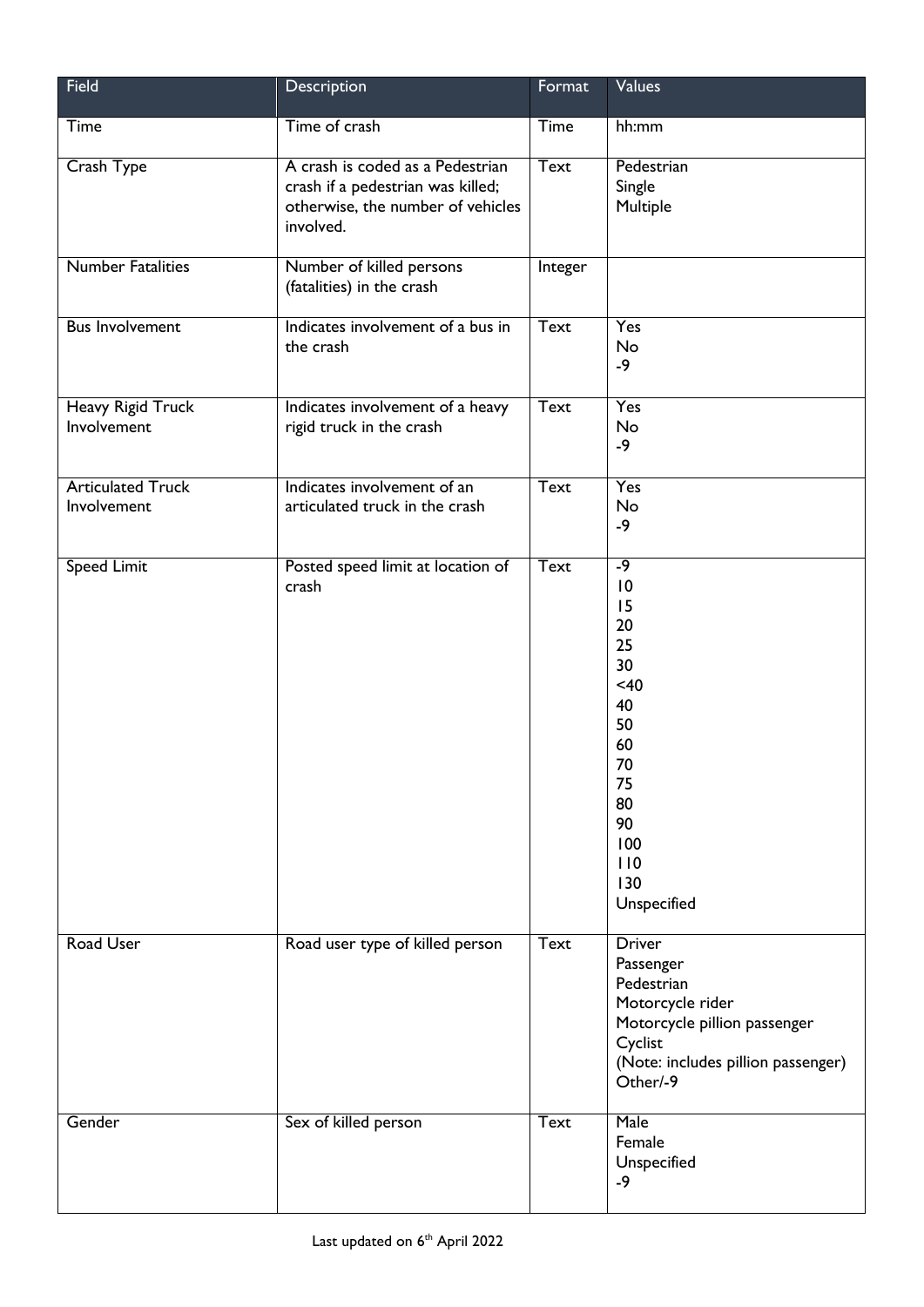| Field | Description | Format | Values |
|---|---|---|---|
| Time | Time of crash | Time | hh:mm |
| Crash Type | A crash is coded as a Pedestrian crash if a pedestrian was killed; otherwise, the number of vehicles involved. | Text | Pedestrian<br>Single<br>Multiple |
| Number Fatalities | Number of killed persons (fatalities) in the crash | Integer | |
| Bus Involvement | Indicates involvement of a bus in the crash | Text | Yes<br>No<br>-9 |
| Heavy Rigid Truck Involvement | Indicates involvement of a heavy rigid truck in the crash | Text | Yes<br>No<br>-9 |
| Articulated Truck Involvement | Indicates involvement of an articulated truck in the crash | Text | Yes<br>No<br>-9 |
| Speed Limit | Posted speed limit at location of crash | Text | -9<br>10<br>15<br>20<br>25<br>30<br><40<br>40<br>50<br>60<br>70<br>75<br>80<br>90<br>100<br>110<br>130<br>Unspecified |
| Road User | Road user type of killed person | Text | Driver<br>Passenger<br>Pedestrian<br>Motorcycle rider<br>Motorcycle pillion passenger<br>Cyclist<br>(Note: includes pillion passenger)<br>Other/-9 |
| Gender | Sex of killed person | Text | Male<br>Female<br>Unspecified<br>-9 |

Last updated on 6th April 2022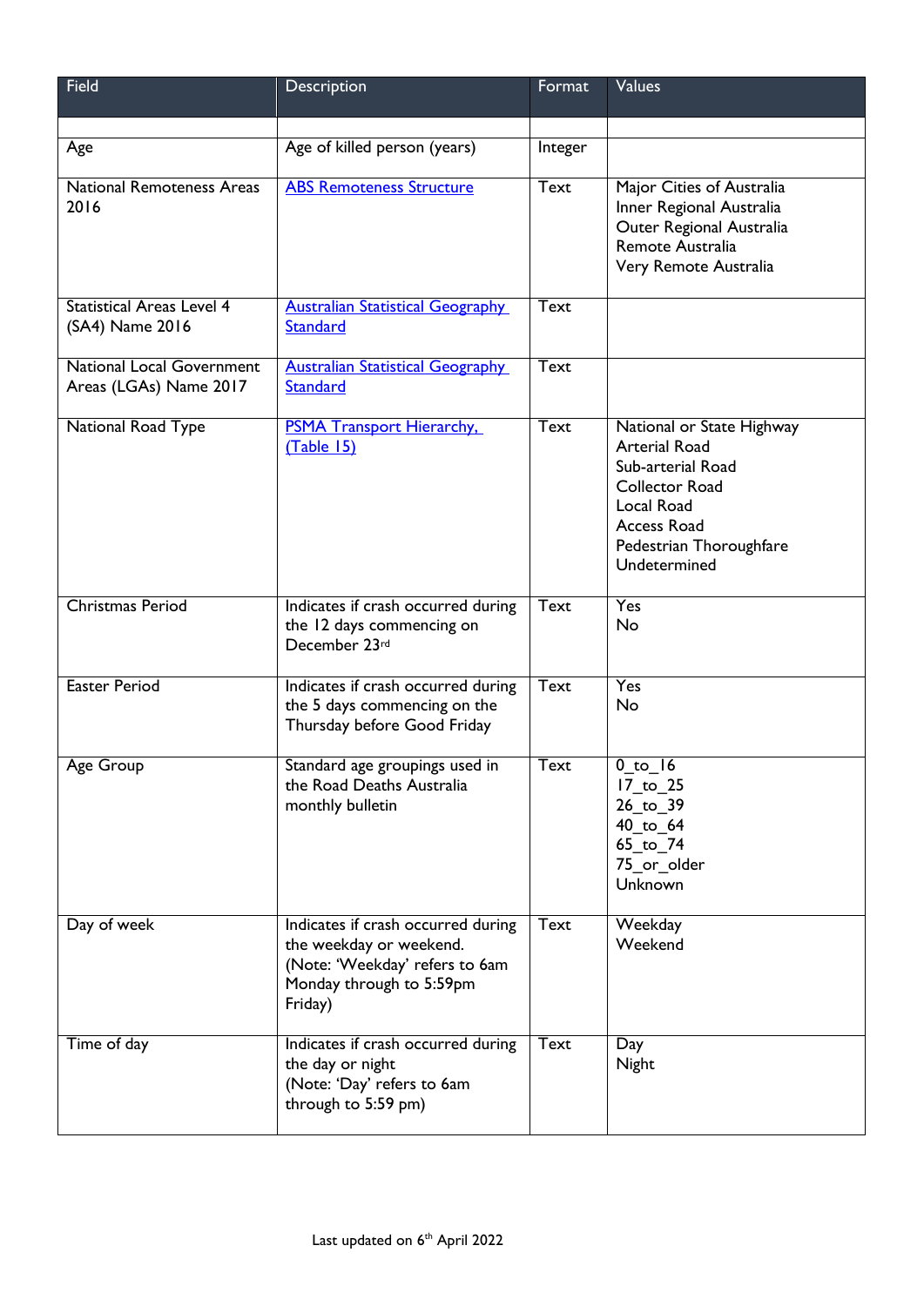| Field | Description | Format | Values |
| --- | --- | --- | --- |
| | | | |
| Age | Age of killed person (years) | Integer | |
| National Remoteness Areas 2016 | [ABS Remoteness Structure]() | Text | Major Cities of Australia<br>Inner Regional Australia<br>Outer Regional Australia<br>Remote Australia<br>Very Remote Australia |
| Statistical Areas Level 4 (SA4) Name 2016 | [Australian Statistical Geography Standard]() | Text | |
| National Local Government Areas (LGAs) Name 2017 | [Australian Statistical Geography Standard]() | Text | |
| National Road Type | [PSMA Transport Hierarchy, (Table 15)]() | Text | National or State Highway<br>Arterial Road<br>Sub-arterial Road<br>Collector Road<br>Local Road<br>Access Road<br>Pedestrian Thoroughfare<br>Undetermined |
| Christmas Period | Indicates if crash occurred during the 12 days commencing on December 23rd | Text | Yes<br>No |
| Easter Period | Indicates if crash occurred during the 5 days commencing on the Thursday before Good Friday | Text | Yes<br>No |
| Age Group | Standard age groupings used in the Road Deaths Australia monthly bulletin | Text | 0_to_16<br>17_to_25<br>26_to_39<br>40_to_64<br>65_to_74<br>75_or_older<br>Unknown |
| Day of week | Indicates if crash occurred during the weekday or weekend. (Note: 'Weekday' refers to 6am Monday through to 5:59pm Friday) | Text | Weekday<br>Weekend |
| Time of day | Indicates if crash occurred during the day or night (Note: 'Day' refers to 6am through to 5:59 pm) | Text | Day<br>Night |

Last updated on 6th April 2022